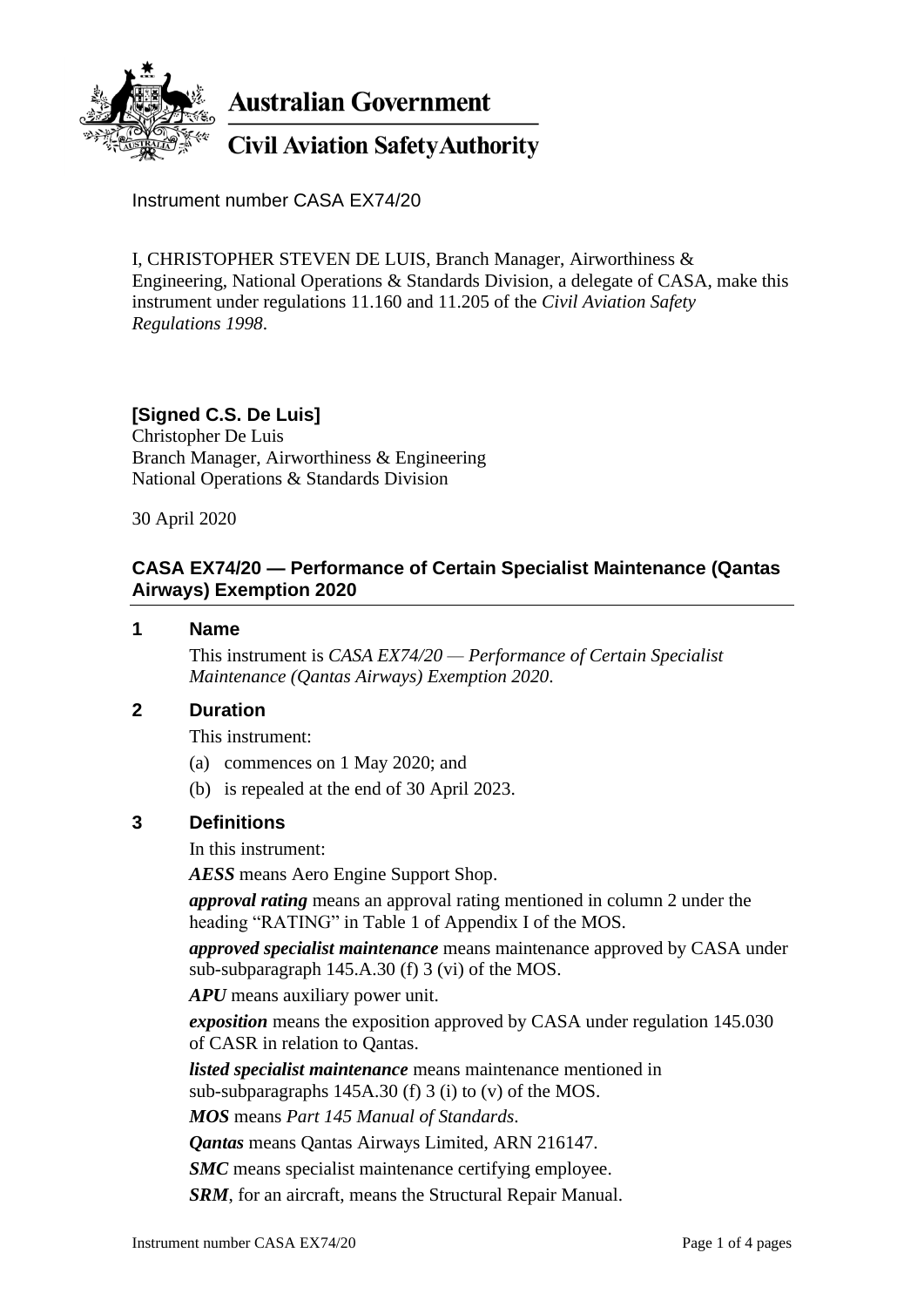**Australian Government**

**Civil Aviation Safety Authority**

Instrument number CASA EX74/20

I, CHRISTOPHER STEVEN DE LUIS, Branch Manager, Airworthiness & Engineering, National Operations & Standards Division, a delegate of CASA, make this instrument under regulations 11.160 and 11.205 of the *Civil Aviation Safety Regulations 1998*.

**[Signed C.S. De Luis]**
Christopher De Luis
Branch Manager, Airworthiness & Engineering
National Operations & Standards Division

30 April 2020

## CASA EX74/20 — Performance of Certain Specialist Maintenance (Qantas Airways) Exemption 2020

### 1 Name

This instrument is *CASA EX74/20 — Performance of Certain Specialist Maintenance (Qantas Airways) Exemption 2020*.

### 2 Duration

This instrument:

(a) commences on 1 May 2020; and

(b) is repealed at the end of 30 April 2023.

### 3 Definitions

In this instrument:

***AESS*** means Aero Engine Support Shop.

***approval rating*** means an approval rating mentioned in column 2 under the heading "RATING" in Table 1 of Appendix I of the MOS.

***approved specialist maintenance*** means maintenance approved by CASA under sub-subparagraph 145.A.30 (f) 3 (vi) of the MOS.

***APU*** means auxiliary power unit.

***exposition*** means the exposition approved by CASA under regulation 145.030 of CASR in relation to Qantas.

***listed specialist maintenance*** means maintenance mentioned in sub-subparagraphs 145A.30 (f) 3 (i) to (v) of the MOS.

***MOS*** means *Part 145 Manual of Standards*.

***Qantas*** means Qantas Airways Limited, ARN 216147.

***SMC*** means specialist maintenance certifying employee.

***SRM***, for an aircraft, means the Structural Repair Manual.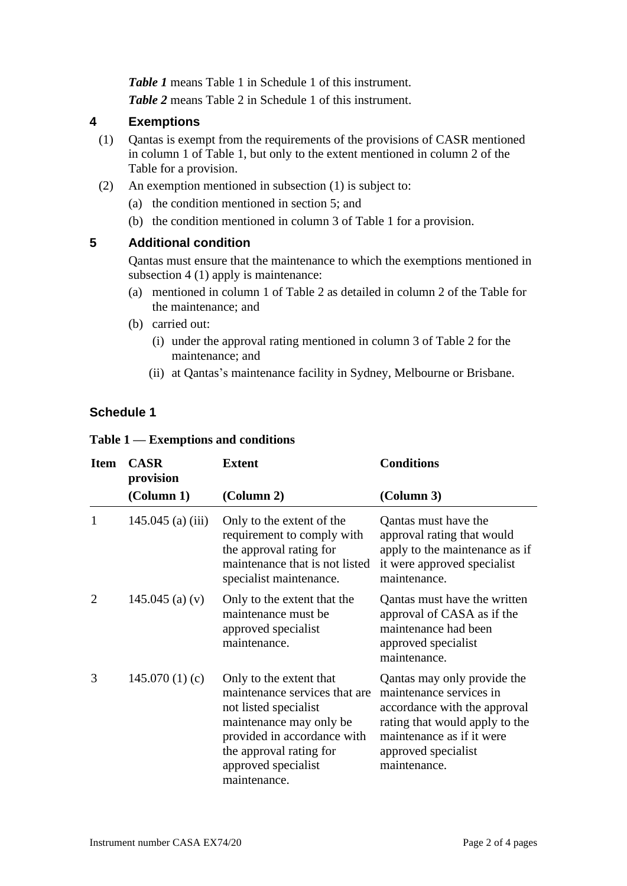***Table 1*** means Table 1 in Schedule 1 of this instrument.

***Table 2*** means Table 2 in Schedule 1 of this instrument.

## 4 Exemptions

(1) Qantas is exempt from the requirements of the provisions of CASR mentioned in column 1 of Table 1, but only to the extent mentioned in column 2 of the Table for a provision.

(2) An exemption mentioned in subsection (1) is subject to:

(a) the condition mentioned in section 5; and

(b) the condition mentioned in column 3 of Table 1 for a provision.

## 5 Additional condition

Qantas must ensure that the maintenance to which the exemptions mentioned in subsection 4 (1) apply is maintenance:

(a) mentioned in column 1 of Table 2 as detailed in column 2 of the Table for the maintenance; and

(b) carried out:

(i) under the approval rating mentioned in column 3 of Table 2 for the maintenance; and

(ii) at Qantas's maintenance facility in Sydney, Melbourne or Brisbane.

## Schedule 1

**Table 1 — Exemptions and conditions**

| Item | CASR provision (Column 1) | Extent (Column 2) | Conditions (Column 3) |
|---|---|---|---|
| 1 | 145.045 (a) (iii) | Only to the extent of the requirement to comply with the approval rating for maintenance that is not listed specialist maintenance. | Qantas must have the approval rating that would apply to the maintenance as if it were approved specialist maintenance. |
| 2 | 145.045 (a) (v) | Only to the extent that the maintenance must be approved specialist maintenance. | Qantas must have the written approval of CASA as if the maintenance had been approved specialist maintenance. |
| 3 | 145.070 (1) (c) | Only to the extent that maintenance services that are not listed specialist maintenance may only be provided in accordance with the approval rating for approved specialist maintenance. | Qantas may only provide the maintenance services in accordance with the approval rating that would apply to the maintenance as if it were approved specialist maintenance. |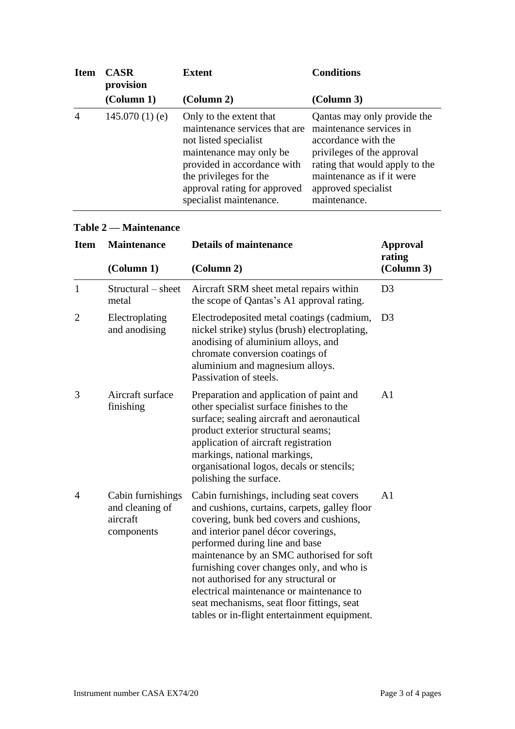| Item | CASR provision (Column 1) | Extent (Column 2) | Conditions (Column 3) |
|---|---|---|---|
| 4 | 145.070 (1) (e) | Only to the extent that maintenance services that are not listed specialist maintenance may only be provided in accordance with the privileges for the approval rating for approved specialist maintenance. | Qantas may only provide the maintenance services in accordance with the privileges of the approval rating that would apply to the maintenance as if it were approved specialist maintenance. |

**Table 2 — Maintenance**

| Item | Maintenance (Column 1) | Details of maintenance (Column 2) | Approval rating (Column 3) |
|---|---|---|---|
| 1 | Structural – sheet metal | Aircraft SRM sheet metal repairs within the scope of Qantas's A1 approval rating. | D3 |
| 2 | Electroplating and anodising | Electrodeposited metal coatings (cadmium, nickel strike) stylus (brush) electroplating, anodising of aluminium alloys, and chromate conversion coatings of aluminium and magnesium alloys. Passivation of steels. | D3 |
| 3 | Aircraft surface finishing | Preparation and application of paint and other specialist surface finishes to the surface; sealing aircraft and aeronautical product exterior structural seams; application of aircraft registration markings, national markings, organisational logos, decals or stencils; polishing the surface. | A1 |
| 4 | Cabin furnishings and cleaning of aircraft components | Cabin furnishings, including seat covers and cushions, curtains, carpets, galley floor covering, bunk bed covers and cushions, and interior panel décor coverings, performed during line and base maintenance by an SMC authorised for soft furnishing cover changes only, and who is not authorised for any structural or electrical maintenance or maintenance to seat mechanisms, seat floor fittings, seat tables or in-flight entertainment equipment. | A1 |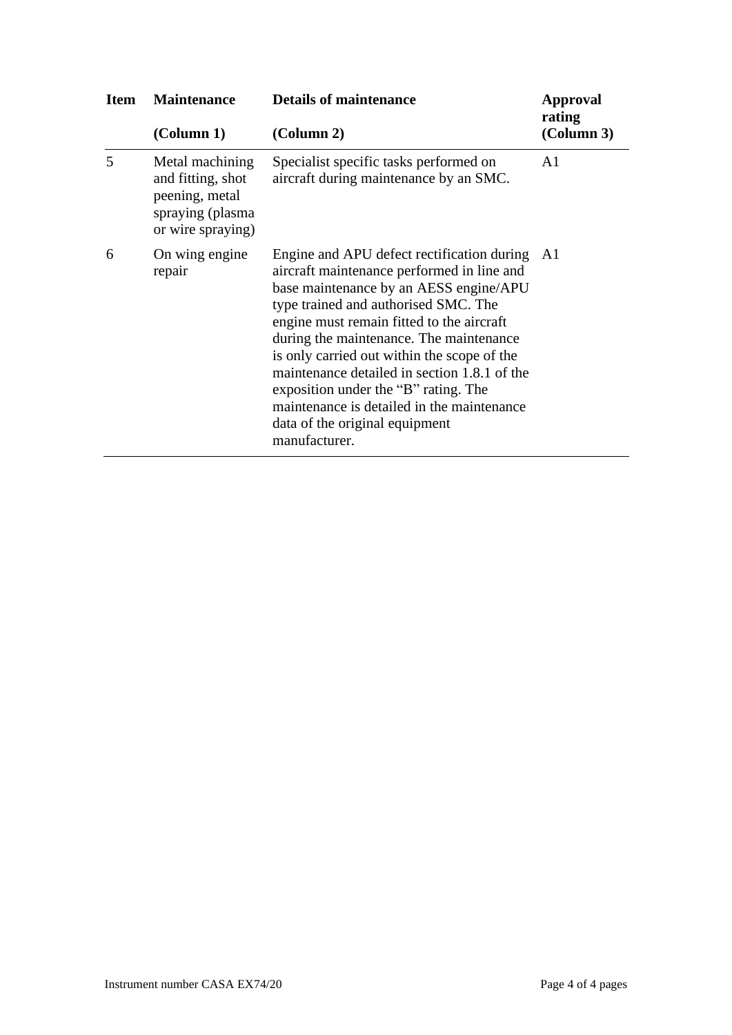| Item | Maintenance<br><br>(Column 1) | Details of maintenance<br><br>(Column 2) | Approval rating<br>(Column 3) |
|---|---|---|---|
| 5 | Metal machining and fitting, shot peening, metal spraying (plasma or wire spraying) | Specialist specific tasks performed on aircraft during maintenance by an SMC. | A1 |
| 6 | On wing engine repair | Engine and APU defect rectification during aircraft maintenance performed in line and base maintenance by an AESS engine/APU type trained and authorised SMC. The engine must remain fitted to the aircraft during the maintenance. The maintenance is only carried out within the scope of the maintenance detailed in section 1.8.1 of the exposition under the "B" rating. The maintenance is detailed in the maintenance data of the original equipment manufacturer. | A1 |